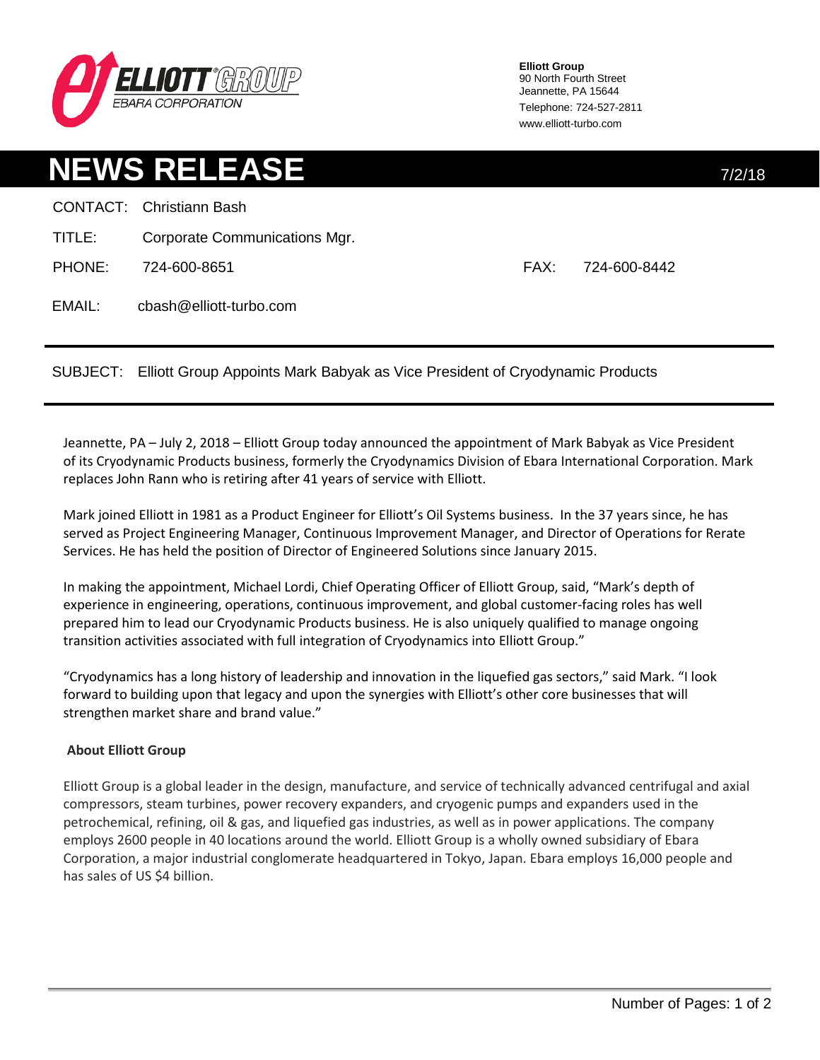**Elliott Group**
90 North Fourth Street
Jeannette, PA 15644
Telephone: 724-527-2811
www.elliott-turbo.com

# NEWS RELEASE

7/2/18

CONTACT: Christiann Bash

TITLE: Corporate Communications Mgr.

PHONE: 724-600-8651 FAX: 724-600-8442

EMAIL: cbash@elliott-turbo.com

SUBJECT: Elliott Group Appoints Mark Babyak as Vice President of Cryodynamic Products

Jeannette, PA – July 2, 2018 – Elliott Group today announced the appointment of Mark Babyak as Vice President of its Cryodynamic Products business, formerly the Cryodynamics Division of Ebara International Corporation. Mark replaces John Rann who is retiring after 41 years of service with Elliott.

Mark joined Elliott in 1981 as a Product Engineer for Elliott's Oil Systems business. In the 37 years since, he has served as Project Engineering Manager, Continuous Improvement Manager, and Director of Operations for Rerate Services. He has held the position of Director of Engineered Solutions since January 2015.

In making the appointment, Michael Lordi, Chief Operating Officer of Elliott Group, said, "Mark's depth of experience in engineering, operations, continuous improvement, and global customer-facing roles has well prepared him to lead our Cryodynamic Products business. He is also uniquely qualified to manage ongoing transition activities associated with full integration of Cryodynamics into Elliott Group."

"Cryodynamics has a long history of leadership and innovation in the liquefied gas sectors," said Mark. "I look forward to building upon that legacy and upon the synergies with Elliott's other core businesses that will strengthen market share and brand value."

**About Elliott Group**

Elliott Group is a global leader in the design, manufacture, and service of technically advanced centrifugal and axial compressors, steam turbines, power recovery expanders, and cryogenic pumps and expanders used in the petrochemical, refining, oil & gas, and liquefied gas industries, as well as in power applications. The company employs 2600 people in 40 locations around the world. Elliott Group is a wholly owned subsidiary of Ebara Corporation, a major industrial conglomerate headquartered in Tokyo, Japan. Ebara employs 16,000 people and has sales of US $4 billion.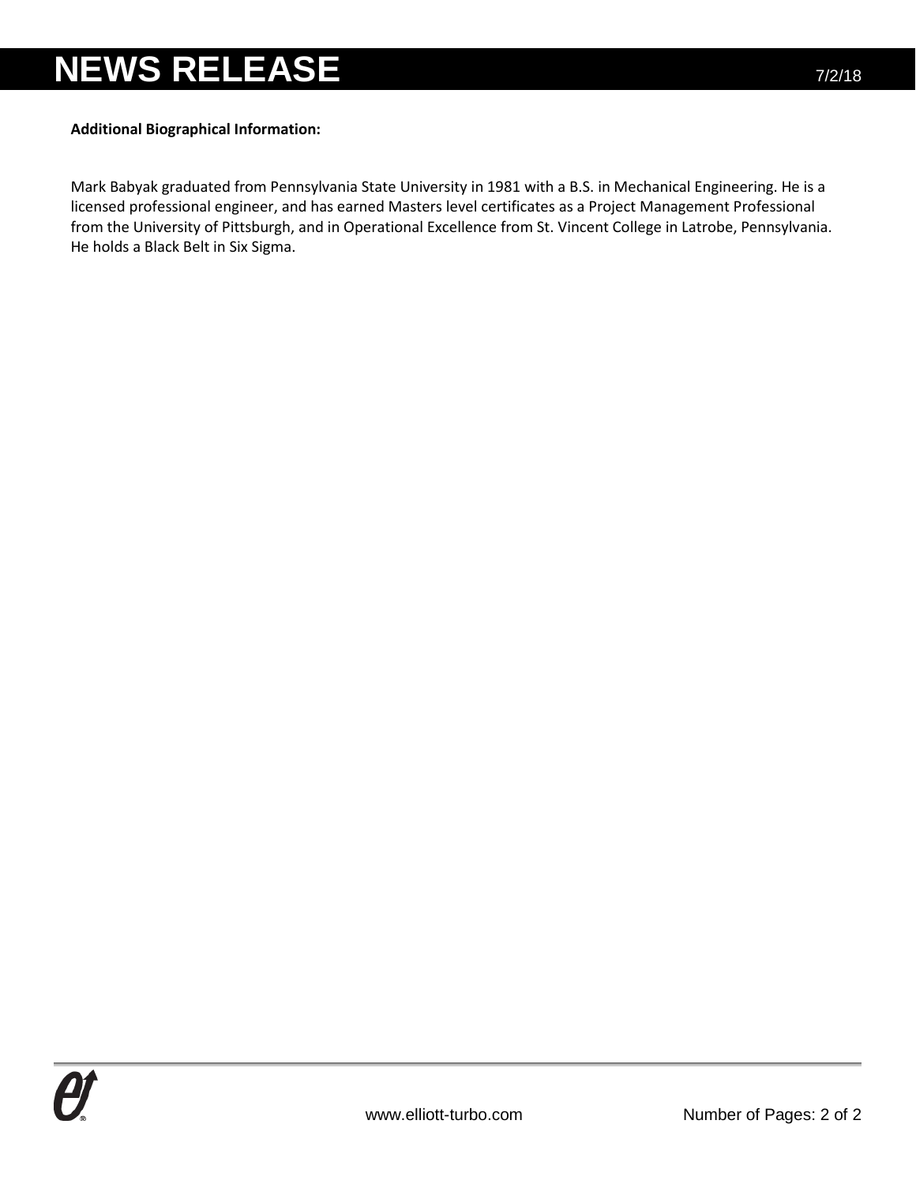**Additional Biographical Information:**

Mark Babyak graduated from Pennsylvania State University in 1981 with a B.S. in Mechanical Engineering. He is a licensed professional engineer, and has earned Masters level certificates as a Project Management Professional from the University of Pittsburgh, and in Operational Excellence from St. Vincent College in Latrobe, Pennsylvania. He holds a Black Belt in Six Sigma.